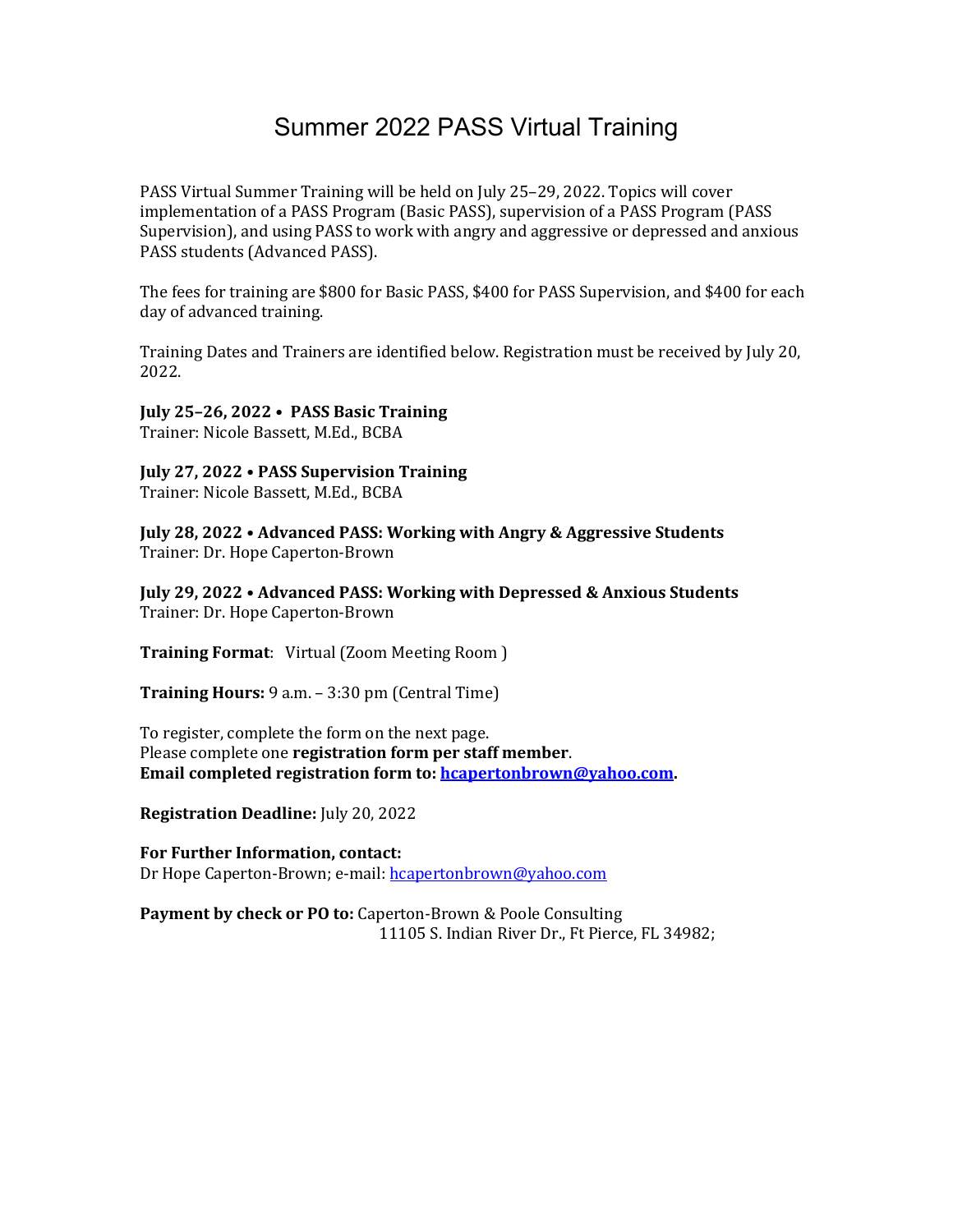# Summer 2022 PASS Virtual Training

PASS Virtual Summer Training will be held on July 25–29, 2022. Topics will cover implementation of a PASS Program (Basic PASS), supervision of a PASS Program (PASS Supervision), and using PASS to work with angry and aggressive or depressed and anxious PASS students (Advanced PASS).

The fees for training are $800 for Basic PASS, $400 for PASS Supervision, and $400 for each day of advanced training.

Training Dates and Trainers are identified below. Registration must be received by July 20, 2022.

**July 25–26, 2022 • PASS Basic Training**
Trainer: Nicole Bassett, M.Ed., BCBA

**July 27, 2022 • PASS Supervision Training**
Trainer: Nicole Bassett, M.Ed., BCBA

**July 28, 2022 • Advanced PASS: Working with Angry & Aggressive Students**
Trainer: Dr. Hope Caperton-Brown

**July 29, 2022 • Advanced PASS: Working with Depressed & Anxious Students**
Trainer: Dr. Hope Caperton-Brown

**Training Format**: Virtual (Zoom Meeting Room )

**Training Hours:** 9 a.m. – 3:30 pm (Central Time)

To register, complete the form on the next page.
Please complete one **registration form per staff member**.
**Email completed registration form to: hcapertonbrown@yahoo.com.**

**Registration Deadline:** July 20, 2022

**For Further Information, contact:**
Dr Hope Caperton-Brown; e-mail: hcapertonbrown@yahoo.com

**Payment by check or PO to:** Caperton-Brown & Poole Consulting
11105 S. Indian River Dr., Ft Pierce, FL 34982;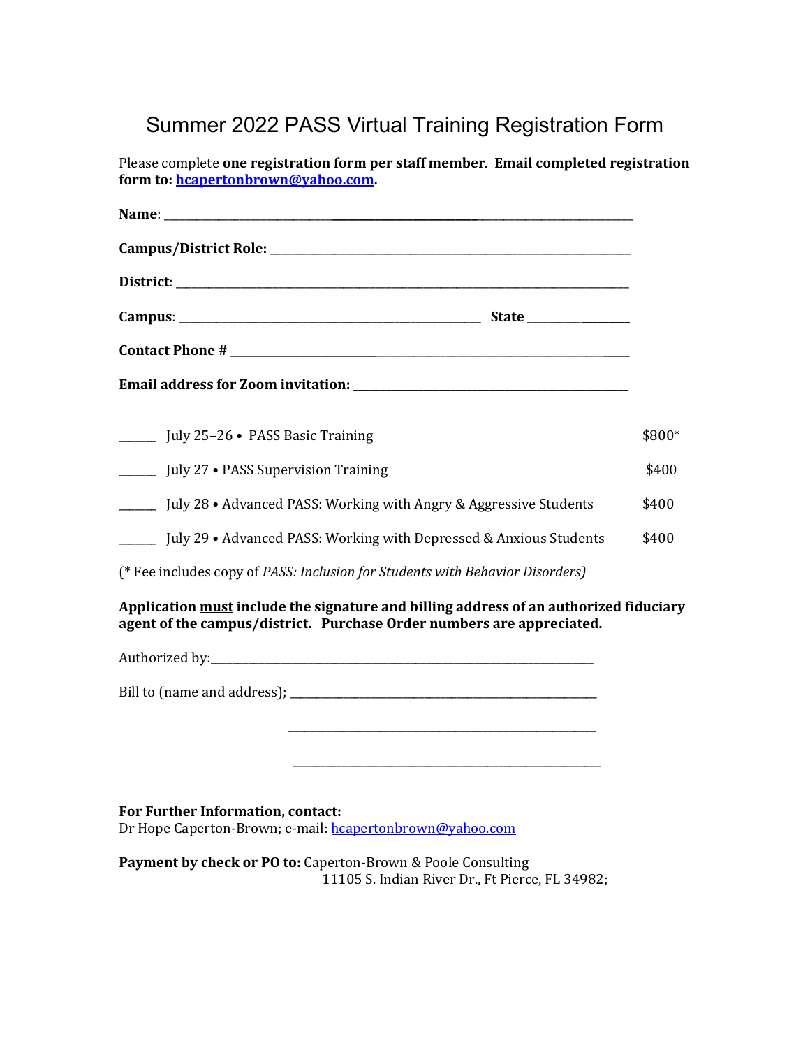# Summer 2022 PASS Virtual Training Registration Form

Please complete **one registration form per staff member**. **Email completed registration form to: hcapertonbrown@yahoo.com.**

**Name**: ____________________________________________________________

**Campus/District Role:** ____________________________________________________

**District**: ______________________________________________________________

**Campus**: ________________________________________ **State** ______________

**Contact Phone #** __________________________________________________________

**Email address for Zoom invitation:** ____________________________________

| | | |
|---|---|---|
| ______ | July 25–26 • PASS Basic Training | $800* |
| ______ | July 27 • PASS Supervision Training | $400 |
| ______ | July 28 • Advanced PASS: Working with Angry & Aggressive Students | $400 |
| ______ | July 29 • Advanced PASS: Working with Depressed & Anxious Students | $400 |

(* Fee includes copy of *PASS: Inclusion for Students with Behavior Disorders)*

**Application must include the signature and billing address of an authorized fiduciary agent of the campus/district. Purchase Order numbers are appreciated.**

Authorized by:_______________________________________________________

Bill to (name and address); __________________________________________

__________________________________________

__________________________________________

**For Further Information, contact:**
Dr Hope Caperton-Brown; e-mail: hcapertonbrown@yahoo.com

**Payment by check or PO to:** Caperton-Brown & Poole Consulting
11105 S. Indian River Dr., Ft Pierce, FL 34982;